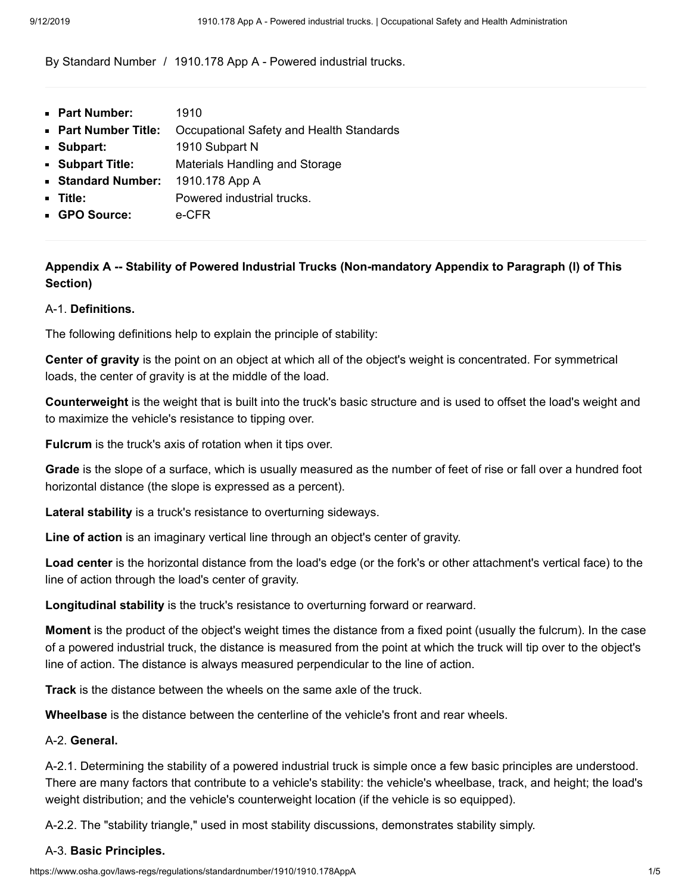By Standard Number / 1910.178 App A - Powered industrial trucks.

- **Part Number:** 1910
- **Part Number Title:** Occupational Safety and Health Standards
- **Subpart:** 1910 Subpart N
- **Subpart Title:** Materials Handling and Storage
- **Standard Number:** 1910.178 App A
- **Title:** Powered industrial trucks.
- **GPO Source:** e-CFR

**Appendix A -- Stability of Powered Industrial Trucks (Non-mandatory Appendix to Paragraph (l) of This Section)**

A-1. **Definitions.**

The following definitions help to explain the principle of stability:

**Center of gravity** is the point on an object at which all of the object's weight is concentrated. For symmetrical loads, the center of gravity is at the middle of the load.

**Counterweight** is the weight that is built into the truck's basic structure and is used to offset the load's weight and to maximize the vehicle's resistance to tipping over.

**Fulcrum** is the truck's axis of rotation when it tips over.

**Grade** is the slope of a surface, which is usually measured as the number of feet of rise or fall over a hundred foot horizontal distance (the slope is expressed as a percent).

**Lateral stability** is a truck's resistance to overturning sideways.

**Line of action** is an imaginary vertical line through an object's center of gravity.

**Load center** is the horizontal distance from the load's edge (or the fork's or other attachment's vertical face) to the line of action through the load's center of gravity.

**Longitudinal stability** is the truck's resistance to overturning forward or rearward.

**Moment** is the product of the object's weight times the distance from a fixed point (usually the fulcrum). In the case of a powered industrial truck, the distance is measured from the point at which the truck will tip over to the object's line of action. The distance is always measured perpendicular to the line of action.

**Track** is the distance between the wheels on the same axle of the truck.

**Wheelbase** is the distance between the centerline of the vehicle's front and rear wheels.

A-2. **General.**

A-2.1. Determining the stability of a powered industrial truck is simple once a few basic principles are understood. There are many factors that contribute to a vehicle's stability: the vehicle's wheelbase, track, and height; the load's weight distribution; and the vehicle's counterweight location (if the vehicle is so equipped).

A-2.2. The "stability triangle," used in most stability discussions, demonstrates stability simply.

A-3. **Basic Principles.**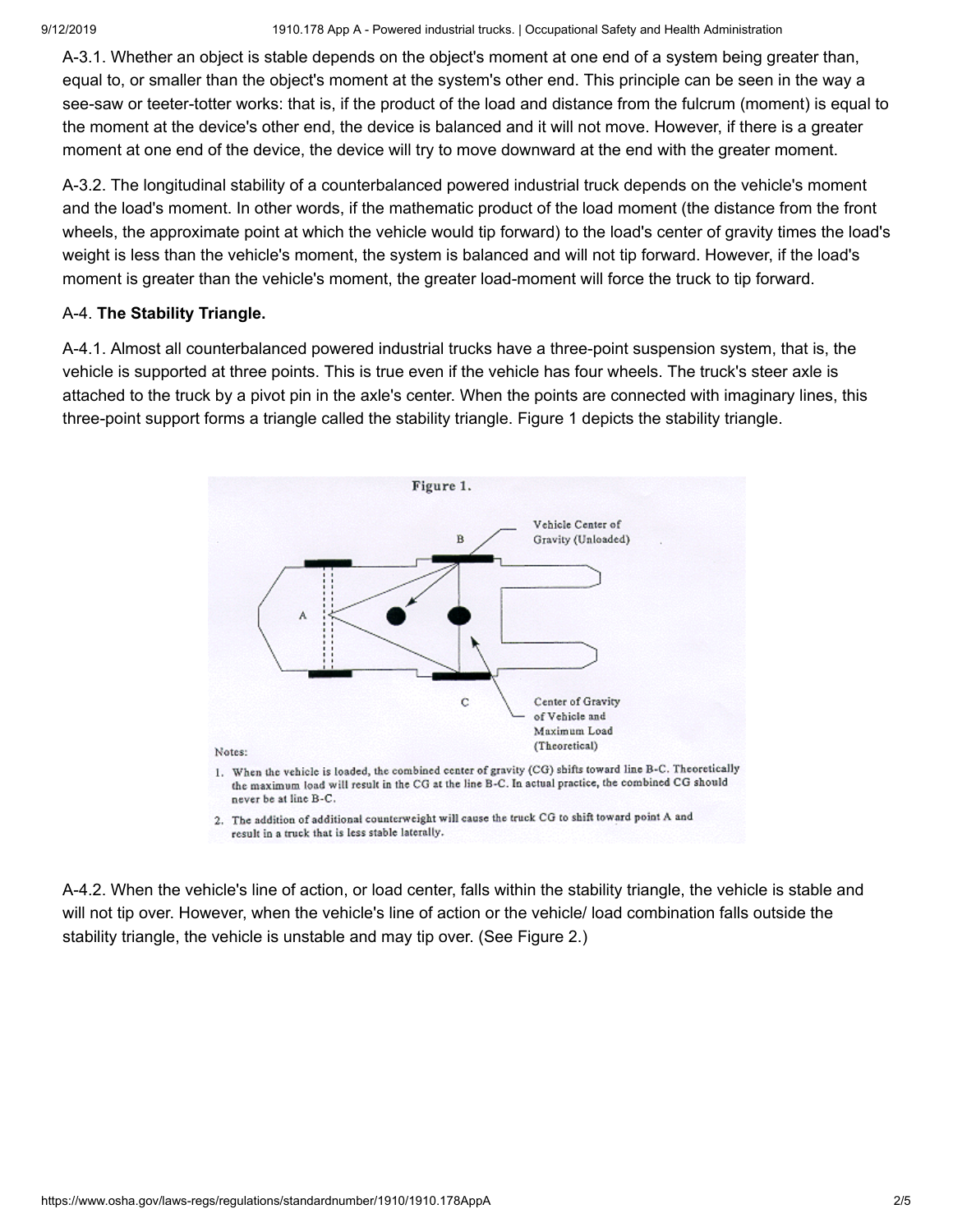A-3.1. Whether an object is stable depends on the object's moment at one end of a system being greater than, equal to, or smaller than the object's moment at the system's other end. This principle can be seen in the way a see-saw or teeter-totter works: that is, if the product of the load and distance from the fulcrum (moment) is equal to the moment at the device's other end, the device is balanced and it will not move. However, if there is a greater moment at one end of the device, the device will try to move downward at the end with the greater moment.

A-3.2. The longitudinal stability of a counterbalanced powered industrial truck depends on the vehicle's moment and the load's moment. In other words, if the mathematic product of the load moment (the distance from the front wheels, the approximate point at which the vehicle would tip forward) to the load's center of gravity times the load's weight is less than the vehicle's moment, the system is balanced and will not tip forward. However, if the load's moment is greater than the vehicle's moment, the greater load-moment will force the truck to tip forward.

A-4. **The Stability Triangle.**

A-4.1. Almost all counterbalanced powered industrial trucks have a three-point suspension system, that is, the vehicle is supported at three points. This is true even if the vehicle has four wheels. The truck's steer axle is attached to the truck by a pivot pin in the axle's center. When the points are connected with imaginary lines, this three-point support forms a triangle called the stability triangle. Figure 1 depicts the stability triangle.

Figure 1.

B

Vehicle Center of Gravity (Unloaded)

A

C

Center of Gravity of Vehicle and Maximum Load (Theoretical)

Notes:

1. When the vehicle is loaded, the combined center of gravity (CG) shifts toward line B-C. Theoretically the maximum load will result in the CG at the line B-C. In actual practice, the combined CG should never be at line B-C.
2. The addition of additional counterweight will cause the truck CG to shift toward point A and result in a truck that is less stable laterally.

A-4.2. When the vehicle's line of action, or load center, falls within the stability triangle, the vehicle is stable and will not tip over. However, when the vehicle's line of action or the vehicle/ load combination falls outside the stability triangle, the vehicle is unstable and may tip over. (See Figure 2.)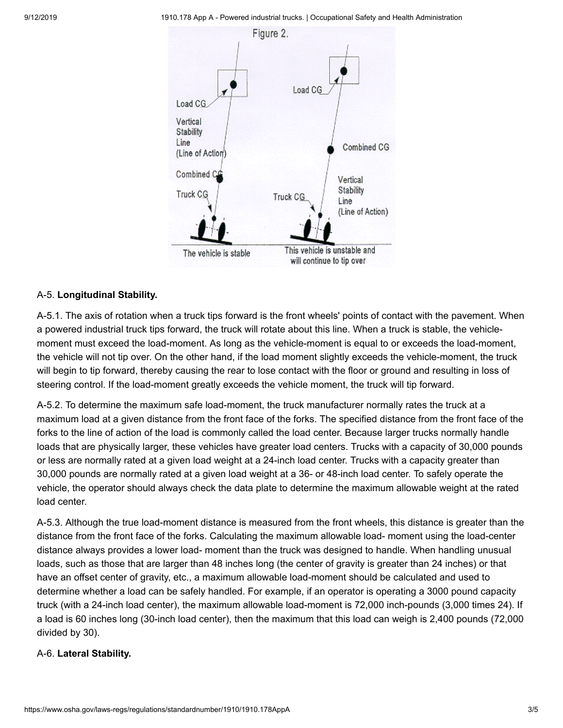Figure 2.

The vehicle is stable

This vehicle is unstable and will continue to tip over

A-5. **Longitudinal Stability.**

A-5.1. The axis of rotation when a truck tips forward is the front wheels' points of contact with the pavement. When a powered industrial truck tips forward, the truck will rotate about this line. When a truck is stable, the vehicle-moment must exceed the load-moment. As long as the vehicle-moment is equal to or exceeds the load-moment, the vehicle will not tip over. On the other hand, if the load moment slightly exceeds the vehicle-moment, the truck will begin to tip forward, thereby causing the rear to lose contact with the floor or ground and resulting in loss of steering control. If the load-moment greatly exceeds the vehicle moment, the truck will tip forward.

A-5.2. To determine the maximum safe load-moment, the truck manufacturer normally rates the truck at a maximum load at a given distance from the front face of the forks. The specified distance from the front face of the forks to the line of action of the load is commonly called the load center. Because larger trucks normally handle loads that are physically larger, these vehicles have greater load centers. Trucks with a capacity of 30,000 pounds or less are normally rated at a given load weight at a 24-inch load center. Trucks with a capacity greater than 30,000 pounds are normally rated at a given load weight at a 36- or 48-inch load center. To safely operate the vehicle, the operator should always check the data plate to determine the maximum allowable weight at the rated load center.

A-5.3. Although the true load-moment distance is measured from the front wheels, this distance is greater than the distance from the front face of the forks. Calculating the maximum allowable load- moment using the load-center distance always provides a lower load- moment than the truck was designed to handle. When handling unusual loads, such as those that are larger than 48 inches long (the center of gravity is greater than 24 inches) or that have an offset center of gravity, etc., a maximum allowable load-moment should be calculated and used to determine whether a load can be safely handled. For example, if an operator is operating a 3000 pound capacity truck (with a 24-inch load center), the maximum allowable load-moment is 72,000 inch-pounds (3,000 times 24). If a load is 60 inches long (30-inch load center), then the maximum that this load can weigh is 2,400 pounds (72,000 divided by 30).

A-6. **Lateral Stability.**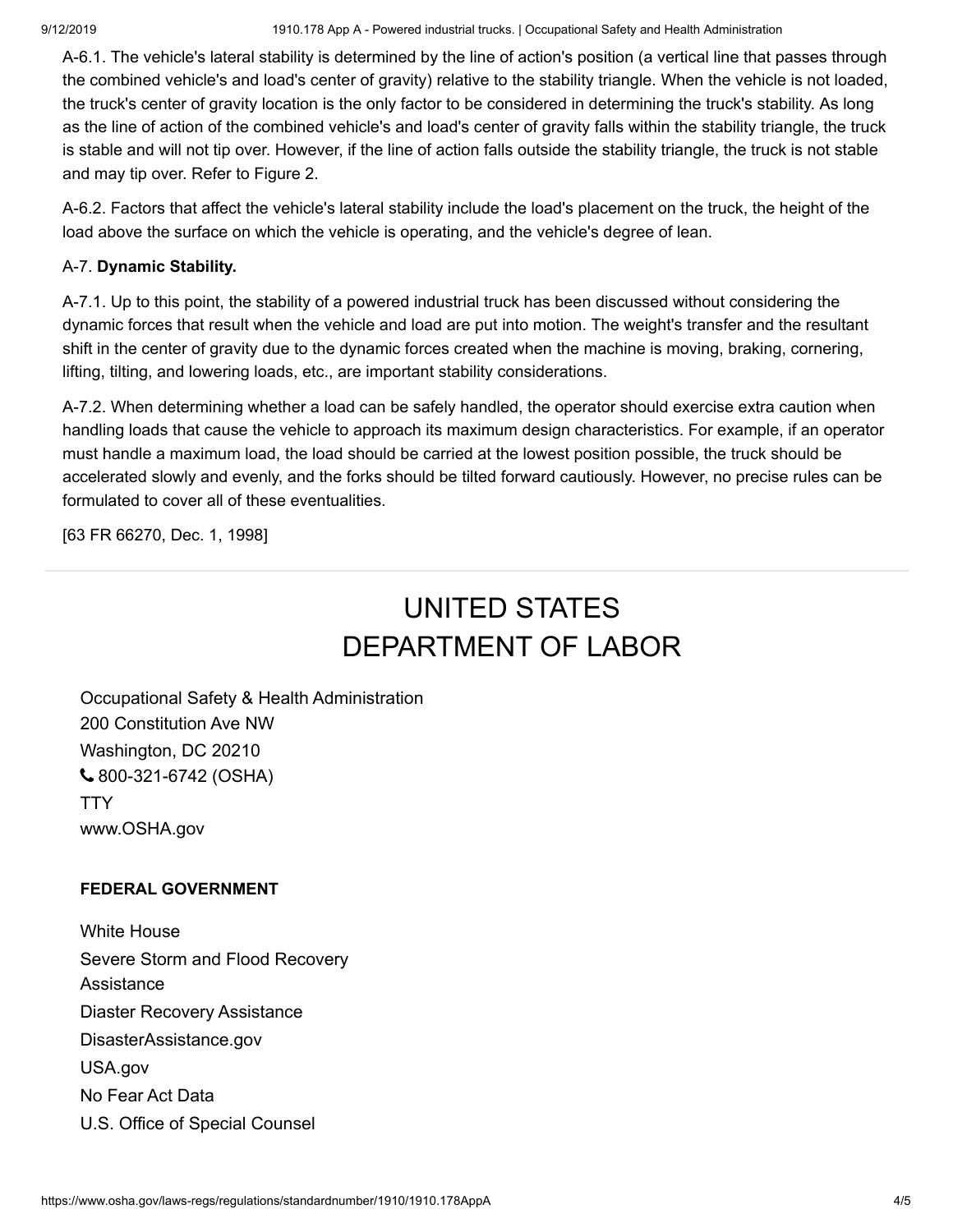A-6.1. The vehicle's lateral stability is determined by the line of action's position (a vertical line that passes through the combined vehicle's and load's center of gravity) relative to the stability triangle. When the vehicle is not loaded, the truck's center of gravity location is the only factor to be considered in determining the truck's stability. As long as the line of action of the combined vehicle's and load's center of gravity falls within the stability triangle, the truck is stable and will not tip over. However, if the line of action falls outside the stability triangle, the truck is not stable and may tip over. Refer to Figure 2.

A-6.2. Factors that affect the vehicle's lateral stability include the load's placement on the truck, the height of the load above the surface on which the vehicle is operating, and the vehicle's degree of lean.

A-7. **Dynamic Stability.**

A-7.1. Up to this point, the stability of a powered industrial truck has been discussed without considering the dynamic forces that result when the vehicle and load are put into motion. The weight's transfer and the resultant shift in the center of gravity due to the dynamic forces created when the machine is moving, braking, cornering, lifting, tilting, and lowering loads, etc., are important stability considerations.

A-7.2. When determining whether a load can be safely handled, the operator should exercise extra caution when handling loads that cause the vehicle to approach its maximum design characteristics. For example, if an operator must handle a maximum load, the load should be carried at the lowest position possible, the truck should be accelerated slowly and evenly, and the forks should be tilted forward cautiously. However, no precise rules can be formulated to cover all of these eventualities.

[63 FR 66270, Dec. 1, 1998]

---

# UNITED STATES DEPARTMENT OF LABOR

Occupational Safety & Health Administration
200 Constitution Ave NW
Washington, DC 20210
800-321-6742 (OSHA)
TTY
www.OSHA.gov

**FEDERAL GOVERNMENT**

White House
Severe Storm and Flood Recovery Assistance
Diaster Recovery Assistance
DisasterAssistance.gov
USA.gov
No Fear Act Data
U.S. Office of Special Counsel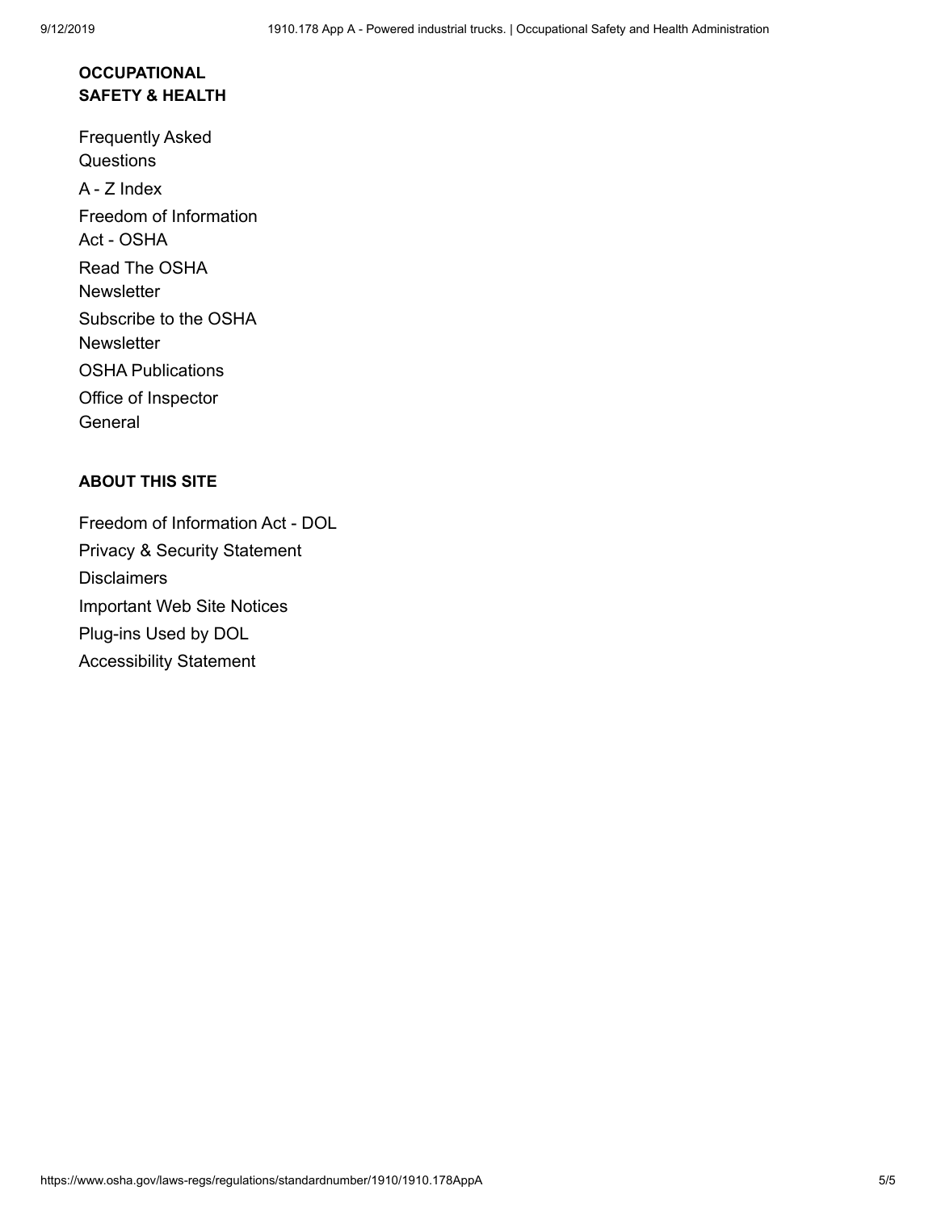**OCCUPATIONAL SAFETY & HEALTH**

Frequently Asked Questions

A - Z Index

Freedom of Information Act - OSHA

Read The OSHA Newsletter

Subscribe to the OSHA Newsletter

OSHA Publications

Office of Inspector General

**ABOUT THIS SITE**

Freedom of Information Act - DOL

Privacy & Security Statement

Disclaimers

Important Web Site Notices

Plug-ins Used by DOL

Accessibility Statement